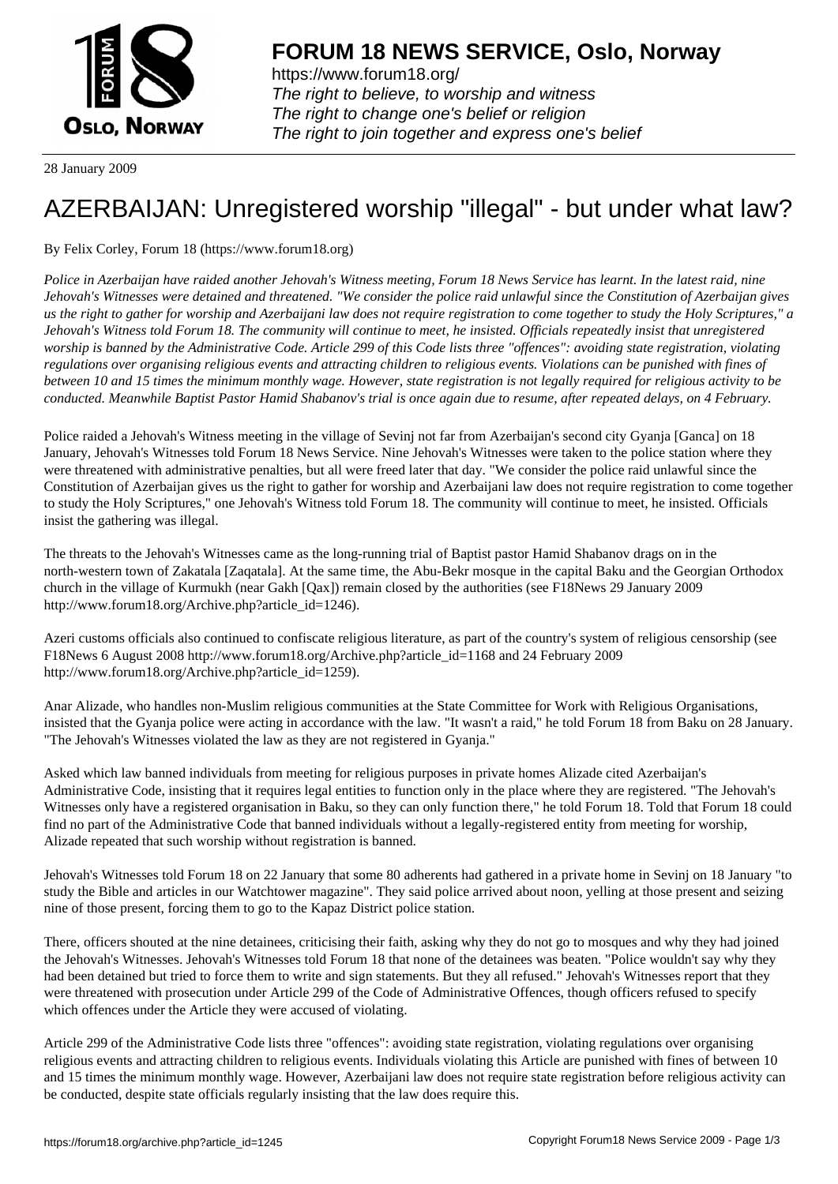# FORUM 18 NEWS SERVICE, Oslo, Norway

https://www.forum18.org/
*The right to believe, to worship and witness*
*The right to change one's belief or religion*
*The right to join together and express one's belief*

28 January 2009

# AZERBAIJAN: Unregistered worship "illegal" - but under what law?

By Felix Corley, Forum 18 (https://www.forum18.org)

*Police in Azerbaijan have raided another Jehovah's Witness meeting, Forum 18 News Service has learnt. In the latest raid, nine Jehovah's Witnesses were detained and threatened. "We consider the police raid unlawful since the Constitution of Azerbaijan gives us the right to gather for worship and Azerbaijani law does not require registration to come together to study the Holy Scriptures," a Jehovah's Witness told Forum 18. The community will continue to meet, he insisted. Officials repeatedly insist that unregistered worship is banned by the Administrative Code. Article 299 of this Code lists three "offences": avoiding state registration, violating regulations over organising religious events and attracting children to religious events. Violations can be punished with fines of between 10 and 15 times the minimum monthly wage. However, state registration is not legally required for religious activity to be conducted. Meanwhile Baptist Pastor Hamid Shabanov's trial is once again due to resume, after repeated delays, on 4 February.*

Police raided a Jehovah's Witness meeting in the village of Sevinj not far from Azerbaijan's second city Gyanja [Ganca] on 18 January, Jehovah's Witnesses told Forum 18 News Service. Nine Jehovah's Witnesses were taken to the police station where they were threatened with administrative penalties, but all were freed later that day. "We consider the police raid unlawful since the Constitution of Azerbaijan gives us the right to gather for worship and Azerbaijani law does not require registration to come together to study the Holy Scriptures," one Jehovah's Witness told Forum 18. The community will continue to meet, he insisted. Officials insist the gathering was illegal.

The threats to the Jehovah's Witnesses came as the long-running trial of Baptist pastor Hamid Shabanov drags on in the north-western town of Zakatala [Zaqatala]. At the same time, the Abu-Bekr mosque in the capital Baku and the Georgian Orthodox church in the village of Kurmukh (near Gakh [Qax]) remain closed by the authorities (see F18News 29 January 2009 http://www.forum18.org/Archive.php?article_id=1246).

Azeri customs officials also continued to confiscate religious literature, as part of the country's system of religious censorship (see F18News 6 August 2008 http://www.forum18.org/Archive.php?article_id=1168 and 24 February 2009 http://www.forum18.org/Archive.php?article_id=1259).

Anar Alizade, who handles non-Muslim religious communities at the State Committee for Work with Religious Organisations, insisted that the Gyanja police were acting in accordance with the law. "It wasn't a raid," he told Forum 18 from Baku on 28 January. "The Jehovah's Witnesses violated the law as they are not registered in Gyanja."

Asked which law banned individuals from meeting for religious purposes in private homes Alizade cited Azerbaijan's Administrative Code, insisting that it requires legal entities to function only in the place where they are registered. "The Jehovah's Witnesses only have a registered organisation in Baku, so they can only function there," he told Forum 18. Told that Forum 18 could find no part of the Administrative Code that banned individuals without a legally-registered entity from meeting for worship, Alizade repeated that such worship without registration is banned.

Jehovah's Witnesses told Forum 18 on 22 January that some 80 adherents had gathered in a private home in Sevinj on 18 January "to study the Bible and articles in our Watchtower magazine". They said police arrived about noon, yelling at those present and seizing nine of those present, forcing them to go to the Kapaz District police station.

There, officers shouted at the nine detainees, criticising their faith, asking why they do not go to mosques and why they had joined the Jehovah's Witnesses. Jehovah's Witnesses told Forum 18 that none of the detainees was beaten. "Police wouldn't say why they had been detained but tried to force them to write and sign statements. But they all refused." Jehovah's Witnesses report that they were threatened with prosecution under Article 299 of the Code of Administrative Offences, though officers refused to specify which offences under the Article they were accused of violating.

Article 299 of the Administrative Code lists three "offences": avoiding state registration, violating regulations over organising religious events and attracting children to religious events. Individuals violating this Article are punished with fines of between 10 and 15 times the minimum monthly wage. However, Azerbaijani law does not require state registration before religious activity can be conducted, despite state officials regularly insisting that the law does require this.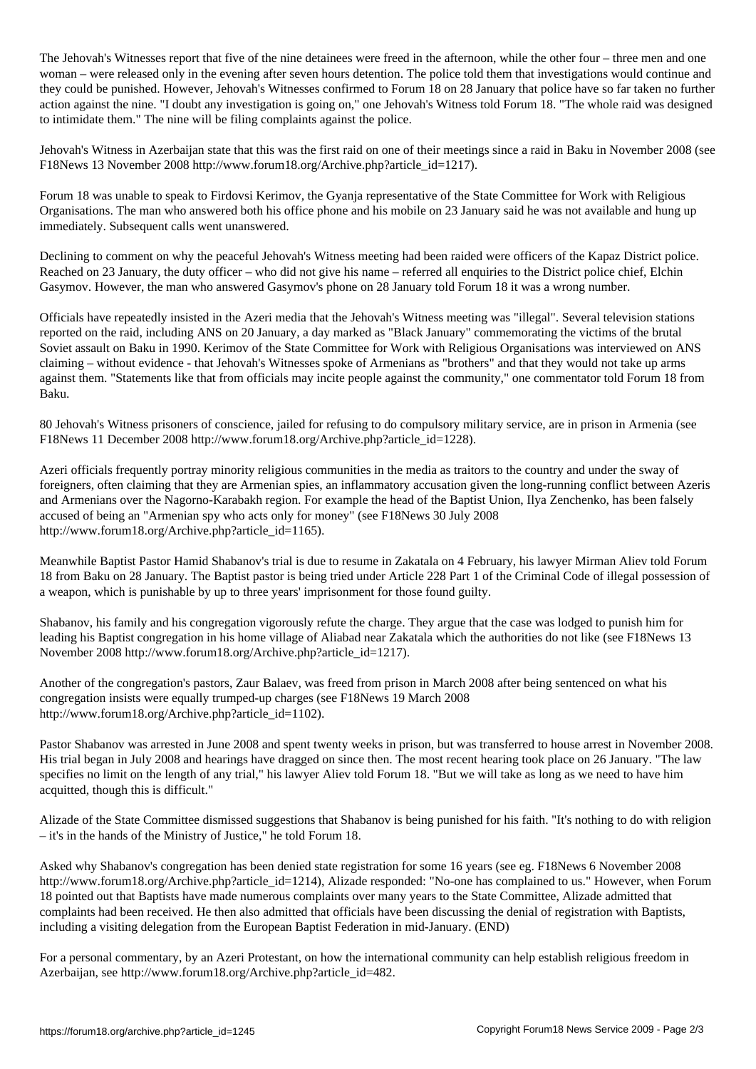The Jehovah's Witnesses report that five of the nine detainees were freed in the afternoon, while the other four – three men and one woman – were released only in the evening after seven hours detention. The police told them that investigations would continue and they could be punished. However, Jehovah's Witnesses confirmed to Forum 18 on 28 January that police have so far taken no further action against the nine. "I doubt any investigation is going on," one Jehovah's Witness told Forum 18. "The whole raid was designed to intimidate them." The nine will be filing complaints against the police.

Jehovah's Witness in Azerbaijan state that this was the first raid on one of their meetings since a raid in Baku in November 2008 (see F18News 13 November 2008 http://www.forum18.org/Archive.php?article_id=1217).

Forum 18 was unable to speak to Firdovsi Kerimov, the Gyanja representative of the State Committee for Work with Religious Organisations. The man who answered both his office phone and his mobile on 23 January said he was not available and hung up immediately. Subsequent calls went unanswered.

Declining to comment on why the peaceful Jehovah's Witness meeting had been raided were officers of the Kapaz District police. Reached on 23 January, the duty officer – who did not give his name – referred all enquiries to the District police chief, Elchin Gasymov. However, the man who answered Gasymov's phone on 28 January told Forum 18 it was a wrong number.

Officials have repeatedly insisted in the Azeri media that the Jehovah's Witness meeting was "illegal". Several television stations reported on the raid, including ANS on 20 January, a day marked as "Black January" commemorating the victims of the brutal Soviet assault on Baku in 1990. Kerimov of the State Committee for Work with Religious Organisations was interviewed on ANS claiming – without evidence - that Jehovah's Witnesses spoke of Armenians as "brothers" and that they would not take up arms against them. "Statements like that from officials may incite people against the community," one commentator told Forum 18 from Baku.

80 Jehovah's Witness prisoners of conscience, jailed for refusing to do compulsory military service, are in prison in Armenia (see F18News 11 December 2008 http://www.forum18.org/Archive.php?article_id=1228).

Azeri officials frequently portray minority religious communities in the media as traitors to the country and under the sway of foreigners, often claiming that they are Armenian spies, an inflammatory accusation given the long-running conflict between Azeris and Armenians over the Nagorno-Karabakh region. For example the head of the Baptist Union, Ilya Zenchenko, has been falsely accused of being an "Armenian spy who acts only for money" (see F18News 30 July 2008 http://www.forum18.org/Archive.php?article_id=1165).

Meanwhile Baptist Pastor Hamid Shabanov's trial is due to resume in Zakatala on 4 February, his lawyer Mirman Aliev told Forum 18 from Baku on 28 January. The Baptist pastor is being tried under Article 228 Part 1 of the Criminal Code of illegal possession of a weapon, which is punishable by up to three years' imprisonment for those found guilty.

Shabanov, his family and his congregation vigorously refute the charge. They argue that the case was lodged to punish him for leading his Baptist congregation in his home village of Aliabad near Zakatala which the authorities do not like (see F18News 13 November 2008 http://www.forum18.org/Archive.php?article_id=1217).

Another of the congregation's pastors, Zaur Balaev, was freed from prison in March 2008 after being sentenced on what his congregation insists were equally trumped-up charges (see F18News 19 March 2008 http://www.forum18.org/Archive.php?article_id=1102).

Pastor Shabanov was arrested in June 2008 and spent twenty weeks in prison, but was transferred to house arrest in November 2008. His trial began in July 2008 and hearings have dragged on since then. The most recent hearing took place on 26 January. "The law specifies no limit on the length of any trial," his lawyer Aliev told Forum 18. "But we will take as long as we need to have him acquitted, though this is difficult."

Alizade of the State Committee dismissed suggestions that Shabanov is being punished for his faith. "It's nothing to do with religion – it's in the hands of the Ministry of Justice," he told Forum 18.

Asked why Shabanov's congregation has been denied state registration for some 16 years (see eg. F18News 6 November 2008 http://www.forum18.org/Archive.php?article_id=1214), Alizade responded: "No-one has complained to us." However, when Forum 18 pointed out that Baptists have made numerous complaints over many years to the State Committee, Alizade admitted that complaints had been received. He then also admitted that officials have been discussing the denial of registration with Baptists, including a visiting delegation from the European Baptist Federation in mid-January. (END)

For a personal commentary, by an Azeri Protestant, on how the international community can help establish religious freedom in Azerbaijan, see http://www.forum18.org/Archive.php?article_id=482.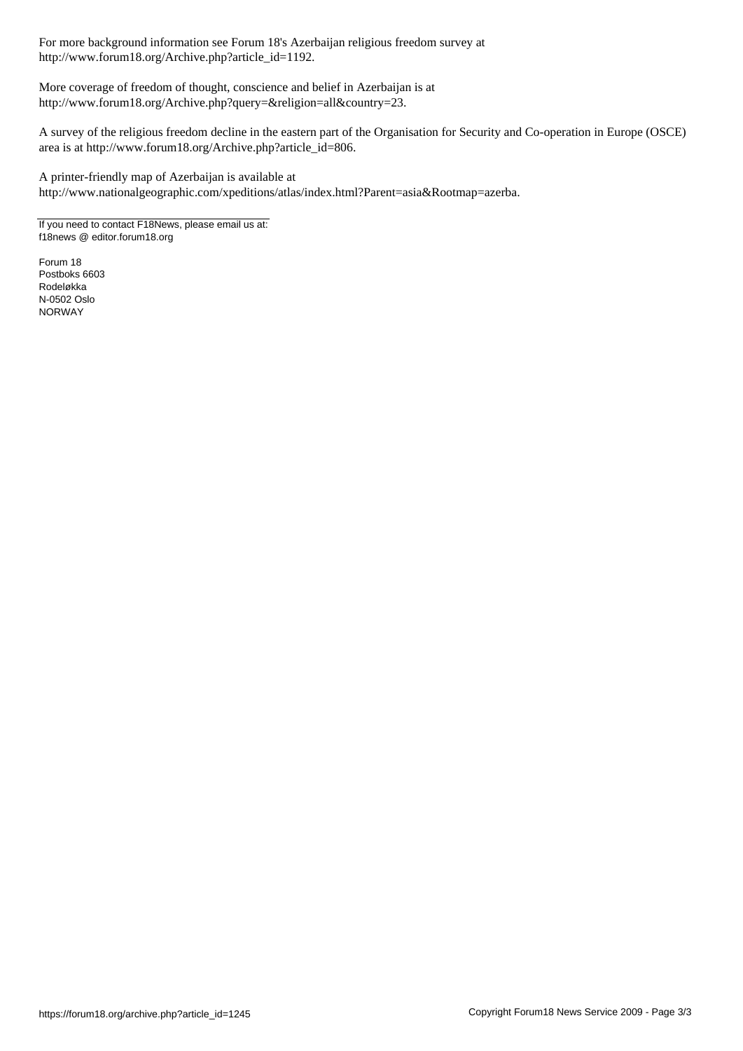For more background information see Forum 18's Azerbaijan religious freedom survey at http://www.forum18.org/Archive.php?article_id=1192.

More coverage of freedom of thought, conscience and belief in Azerbaijan is at http://www.forum18.org/Archive.php?query=&religion=all&country=23.

A survey of the religious freedom decline in the eastern part of the Organisation for Security and Co-operation in Europe (OSCE) area is at http://www.forum18.org/Archive.php?article_id=806.

A printer-friendly map of Azerbaijan is available at http://www.nationalgeographic.com/xpeditions/atlas/index.html?Parent=asia&Rootmap=azerba.

---

If you need to contact F18News, please email us at:
f18news @ editor.forum18.org

Forum 18
Postboks 6603
Rodeløkka
N-0502 Oslo
NORWAY